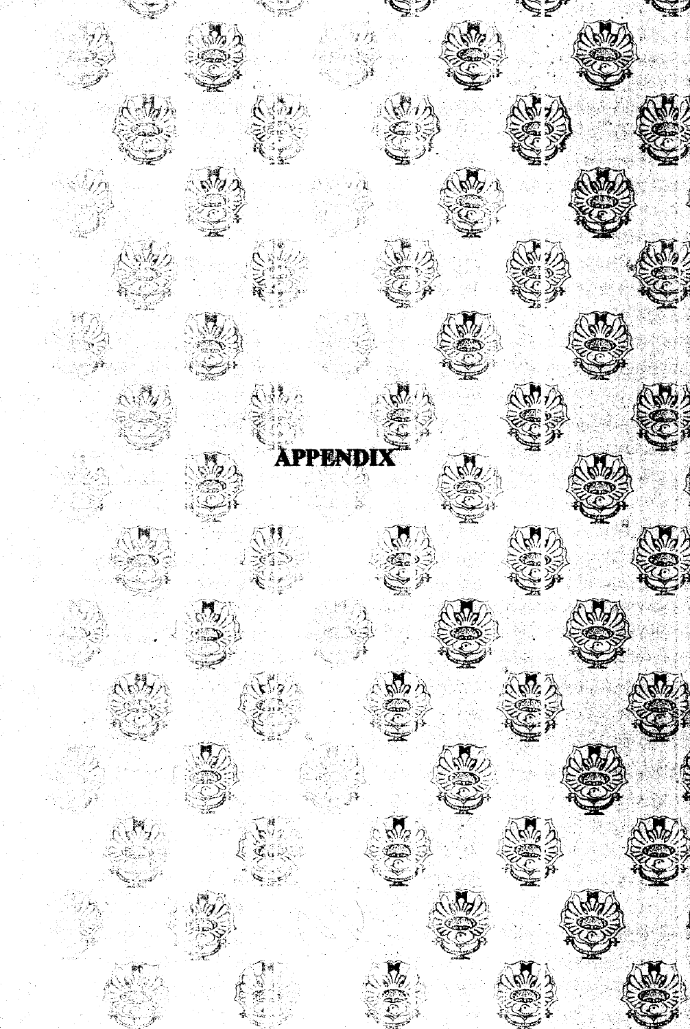# APPENDIX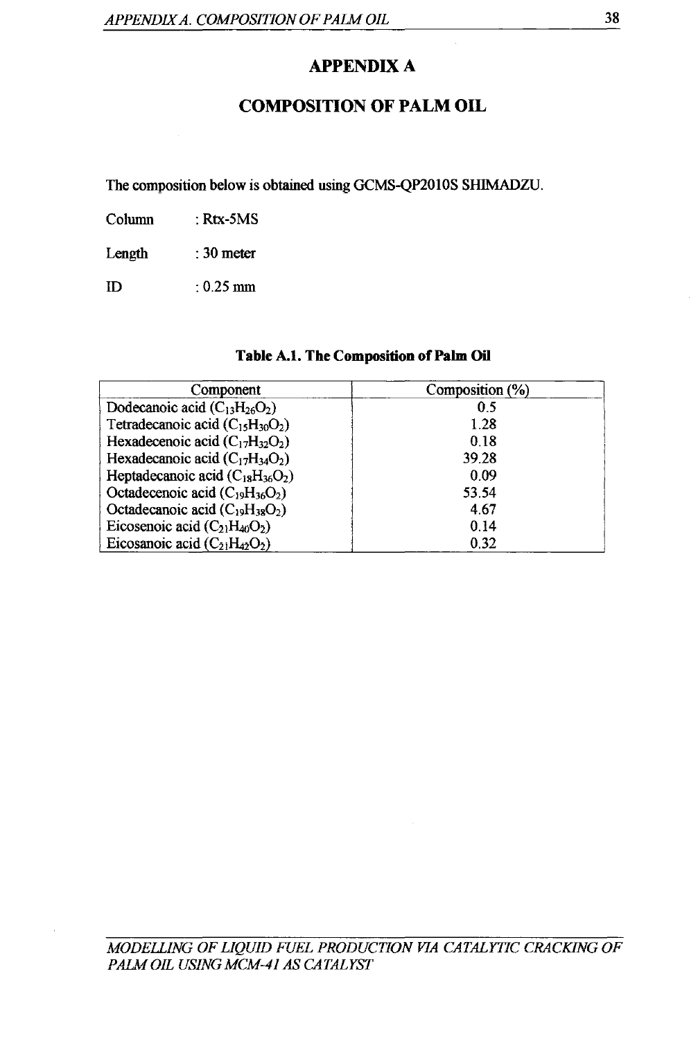# APPENDIX A

# COMPOSITION OF PALM OIL

The composition below is obtained using GCMS-QP2010S SHIMADZU.

Column : Rtx-5MS

Length : 30 meter

ID : 0.25 mm

**Table A.1. The Composition of Palm Oil**

| Component | Composition (%) |
| --- | --- |
| Dodecanoic acid ($C_{13}H_{26}O_2$) | 0.5 |
| Tetradecanoic acid ($C_{15}H_{30}O_2$) | 1.28 |
| Hexadecenoic acid ($C_{17}H_{32}O_2$) | 0.18 |
| Hexadecanoic acid ($C_{17}H_{34}O_2$) | 39.28 |
| Heptadecanoic acid ($C_{18}H_{36}O_2$) | 0.09 |
| Octadecenoic acid ($C_{19}H_{36}O_2$) | 53.54 |
| Octadecanoic acid ($C_{19}H_{38}O_2$) | 4.67 |
| Eicosenoic acid ($C_{21}H_{40}O_2$) | 0.14 |
| Eicosanoic acid ($C_{21}H_{42}O_2$) | 0.32 |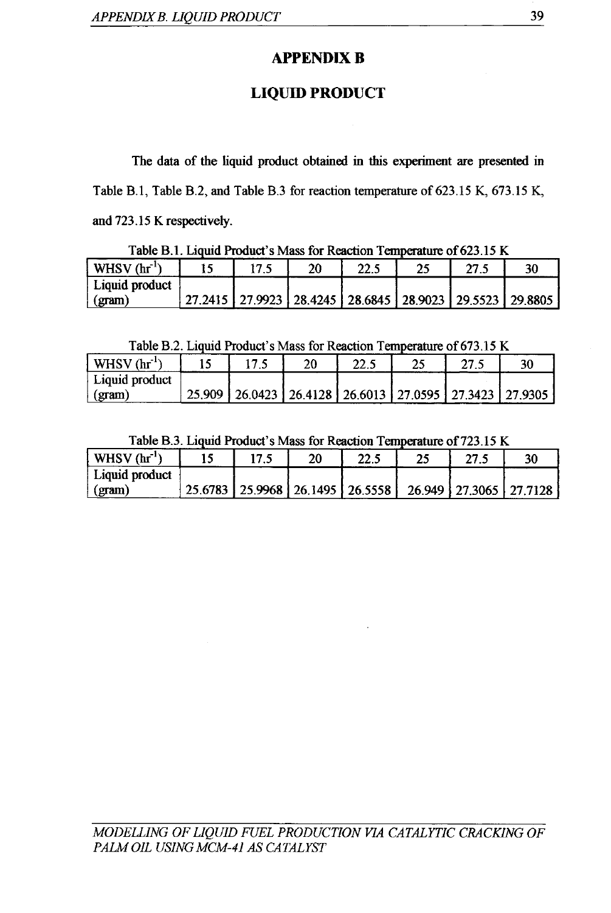# APPENDIX B

# LIQUID PRODUCT

The data of the liquid product obtained in this experiment are presented in Table B.1, Table B.2, and Table B.3 for reaction temperature of 623.15 K, 673.15 K, and 723.15 K respectively.

Table B.1. Liquid Product's Mass for Reaction Temperature of 623.15 K

| WHSV ($hr^{-1}$) | 15 | 17.5 | 20 | 22.5 | 25 | 27.5 | 30 |
|---|---|---|---|---|---|---|---|
| Liquid product (gram) | 27.2415 | 27.9923 | 28.4245 | 28.6845 | 28.9023 | 29.5523 | 29.8805 |

Table B.2. Liquid Product's Mass for Reaction Temperature of 673.15 K

| WHSV ($hr^{-1}$) | 15 | 17.5 | 20 | 22.5 | 25 | 27.5 | 30 |
|---|---|---|---|---|---|---|---|
| Liquid product (gram) | 25.909 | 26.0423 | 26.4128 | 26.6013 | 27.0595 | 27.3423 | 27.9305 |

Table B.3. Liquid Product's Mass for Reaction Temperature of 723.15 K

| WHSV ($hr^{-1}$) | 15 | 17.5 | 20 | 22.5 | 25 | 27.5 | 30 |
|---|---|---|---|---|---|---|---|
| Liquid product (gram) | 25.6783 | 25.9968 | 26.1495 | 26.5558 | 26.949 | 27.3065 | 27.7128 |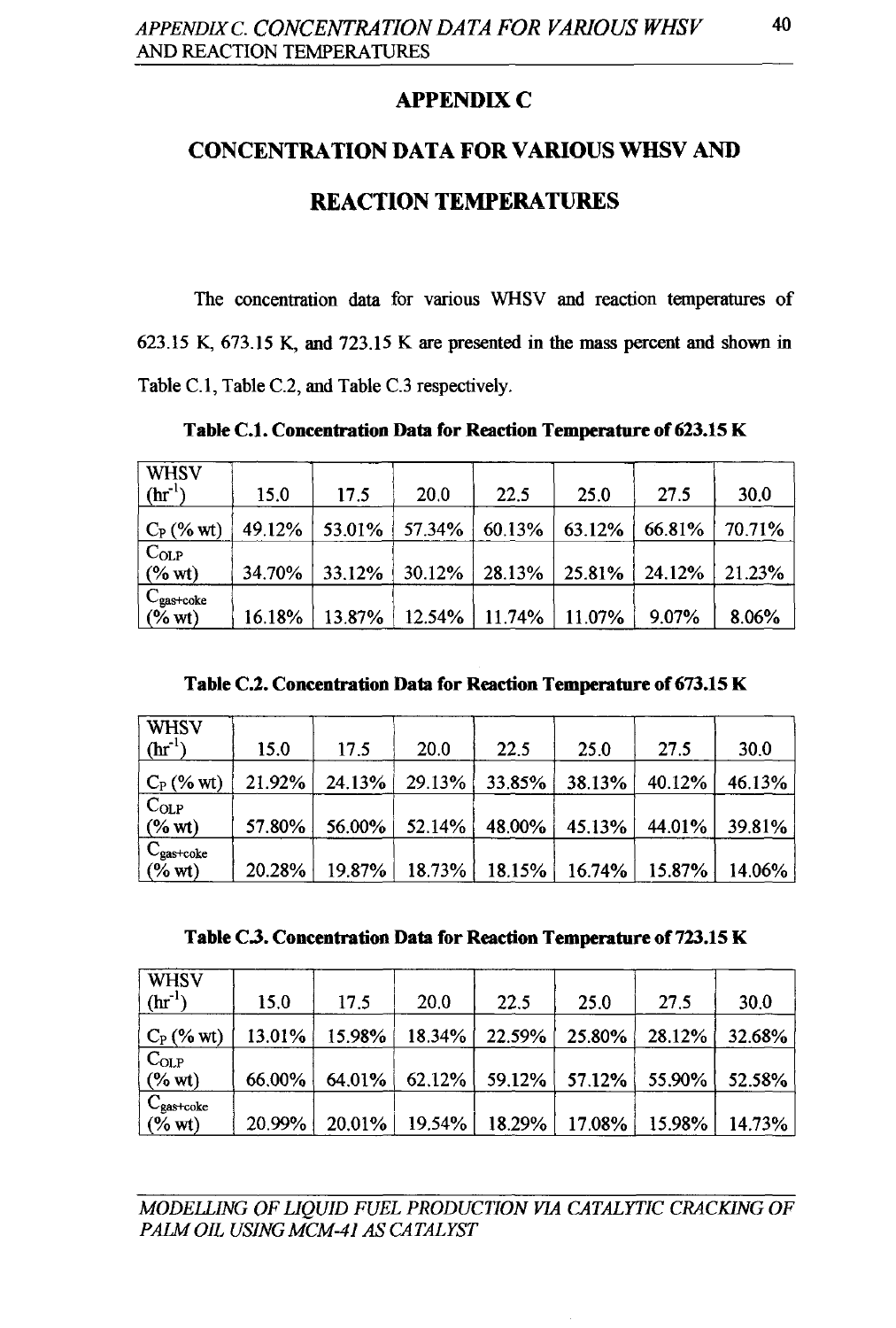# APPENDIX C

# CONCENTRATION DATA FOR VARIOUS WHSV AND REACTION TEMPERATURES

The concentration data for various WHSV and reaction temperatures of 623.15 K, 673.15 K, and 723.15 K are presented in the mass percent and shown in Table C.1, Table C.2, and Table C.3 respectively.

**Table C.1. Concentration Data for Reaction Temperature of 623.15 K**

| WHSV ($hr^{-1}$) | 15.0 | 17.5 | 20.0 | 22.5 | 25.0 | 27.5 | 30.0 |
|---|---|---|---|---|---|---|---|
| $C_P$ (% wt) | 49.12% | 53.01% | 57.34% | 60.13% | 63.12% | 66.81% | 70.71% |
| $C_{OLP}$ (% wt) | 34.70% | 33.12% | 30.12% | 28.13% | 25.81% | 24.12% | 21.23% |
| $C_{gas+coke}$ (% wt) | 16.18% | 13.87% | 12.54% | 11.74% | 11.07% | 9.07% | 8.06% |

**Table C.2. Concentration Data for Reaction Temperature of 673.15 K**

| WHSV ($hr^{-1}$) | 15.0 | 17.5 | 20.0 | 22.5 | 25.0 | 27.5 | 30.0 |
|---|---|---|---|---|---|---|---|
| $C_P$ (% wt) | 21.92% | 24.13% | 29.13% | 33.85% | 38.13% | 40.12% | 46.13% |
| $C_{OLP}$ (% wt) | 57.80% | 56.00% | 52.14% | 48.00% | 45.13% | 44.01% | 39.81% |
| $C_{gas+coke}$ (% wt) | 20.28% | 19.87% | 18.73% | 18.15% | 16.74% | 15.87% | 14.06% |

**Table C.3. Concentration Data for Reaction Temperature of 723.15 K**

| WHSV ($hr^{-1}$) | 15.0 | 17.5 | 20.0 | 22.5 | 25.0 | 27.5 | 30.0 |
|---|---|---|---|---|---|---|---|
| $C_P$ (% wt) | 13.01% | 15.98% | 18.34% | 22.59% | 25.80% | 28.12% | 32.68% |
| $C_{OLP}$ (% wt) | 66.00% | 64.01% | 62.12% | 59.12% | 57.12% | 55.90% | 52.58% |
| $C_{gas+coke}$ (% wt) | 20.99% | 20.01% | 19.54% | 18.29% | 17.08% | 15.98% | 14.73% |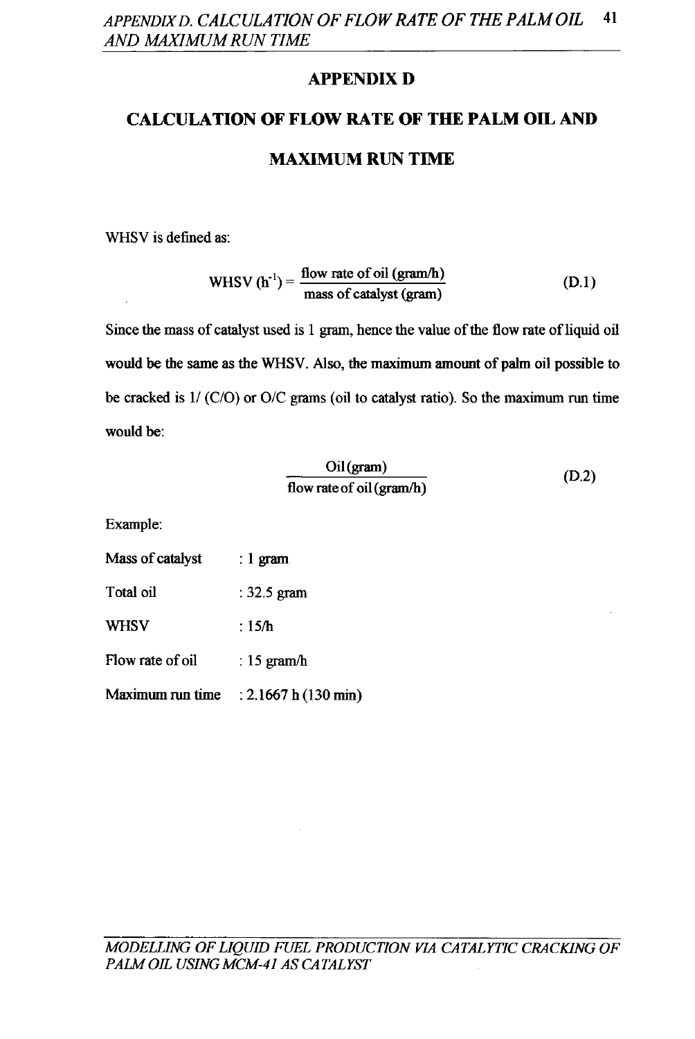# APPENDIX D

# CALCULATION OF FLOW RATE OF THE PALM OIL AND MAXIMUM RUN TIME

WHSV is defined as:

$$\text{WHSV (h}^{-1}\text{)} = \frac{\text{flow rate of oil (gram/h)}}{\text{mass of catalyst (gram)}} \tag{D.1}$$

Since the mass of catalyst used is 1 gram, hence the value of the flow rate of liquid oil would be the same as the WHSV. Also, the maximum amount of palm oil possible to be cracked is 1/ (C/O) or O/C grams (oil to catalyst ratio). So the maximum run time would be:

$$\frac{\text{Oil (gram)}}{\text{flow rate of oil (gram/h)}} \tag{D.2}$$

Example:

Mass of catalyst : 1 gram

Total oil : 32.5 gram

WHSV : 15/h

Flow rate of oil : 15 gram/h

Maximum run time : 2.1667 h (130 min)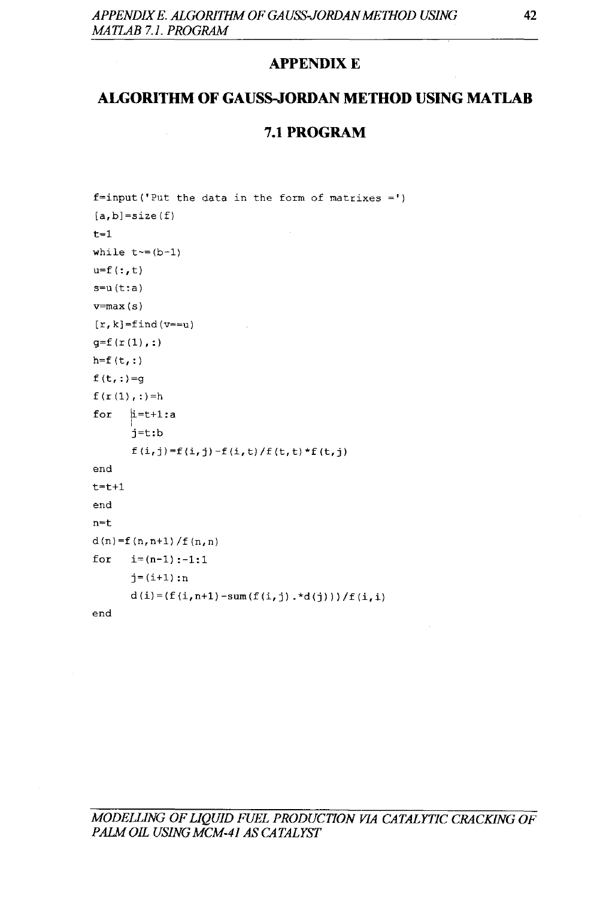# APPENDIX E

# ALGORITHM OF GAUSS-JORDAN METHOD USING MATLAB 7.1 PROGRAM

```
f=input('Put the data in the form of matrixes =')
[a,b]=size(f)
t=1
while t~=(b-1)
u=f(:,t)
s=u(t:a)
v=max(s)
[r,k]=find(v==u)
g=f(r(1),:)
h=f(t,:)
f(t,:)=g
f(r(1),:)=h
for   i=t+1:a
      j=t:b
      f(i,j)=f(i,j)-f(i,t)/f(t,t)*f(t,j)
end
t=t+1
end
n=t
d(n)=f(n,n+1)/f(n,n)
for   i=(n-1):-1:1
      j=(i+1):n
      d(i)=(f(i,n+1)-sum(f(i,j).*d(j)))/f(i,i)
end
```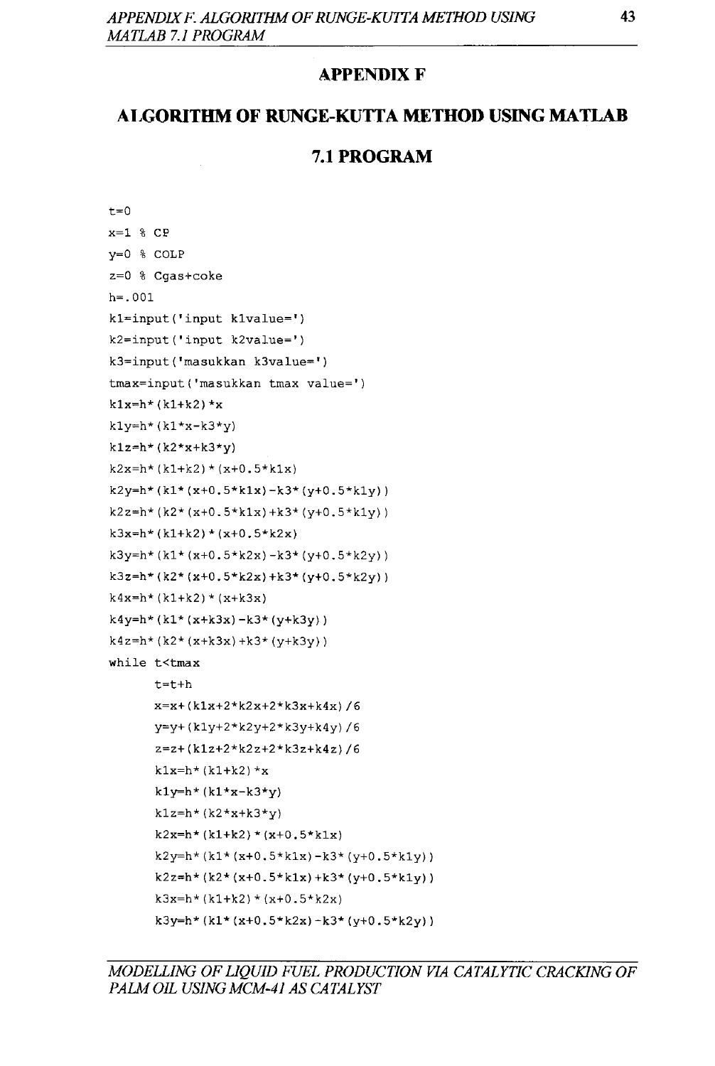# APPENDIX F

# ALGORITHM OF RUNGE-KUTTA METHOD USING MATLAB 7.1 PROGRAM

```
t=0
x=1 % CP
y=0 % COLP
z=0 % Cgas+coke
h=.001
k1=input('input k1value=')
k2=input('input k2value=')
k3=input('masukkan k3value=')
tmax=input('masukkan tmax value=')
k1x=h*(k1+k2)*x
k1y=h*(k1*x-k3*y)
k1z=h*(k2*x+k3*y)
k2x=h*(k1+k2)*(x+0.5*k1x)
k2y=h*(k1*(x+0.5*k1x)-k3*(y+0.5*k1y))
k2z=h*(k2*(x+0.5*k1x)+k3*(y+0.5*k1y))
k3x=h*(k1+k2)*(x+0.5*k2x)
k3y=h*(k1*(x+0.5*k2x)-k3*(y+0.5*k2y))
k3z=h*(k2*(x+0.5*k2x)+k3*(y+0.5*k2y))
k4x=h*(k1+k2)*(x+k3x)
k4y=h*(k1*(x+k3x)-k3*(y+k3y))
k4z=h*(k2*(x+k3x)+k3*(y+k3y))
while t<tmax
      t=t+h
      x=x+(k1x+2*k2x+2*k3x+k4x)/6
      y=y+(k1y+2*k2y+2*k3y+k4y)/6
      z=z+(k1z+2*k2z+2*k3z+k4z)/6
      k1x=h*(k1+k2)*x
      k1y=h*(k1*x-k3*y)
      k1z=h*(k2*x+k3*y)
      k2x=h*(k1+k2)*(x+0.5*k1x)
      k2y=h*(k1*(x+0.5*k1x)-k3*(y+0.5*k1y))
      k2z=h*(k2*(x+0.5*k1x)+k3*(y+0.5*k1y))
      k3x=h*(k1+k2)*(x+0.5*k2x)
      k3y=h*(k1*(x+0.5*k2x)-k3*(y+0.5*k2y))
```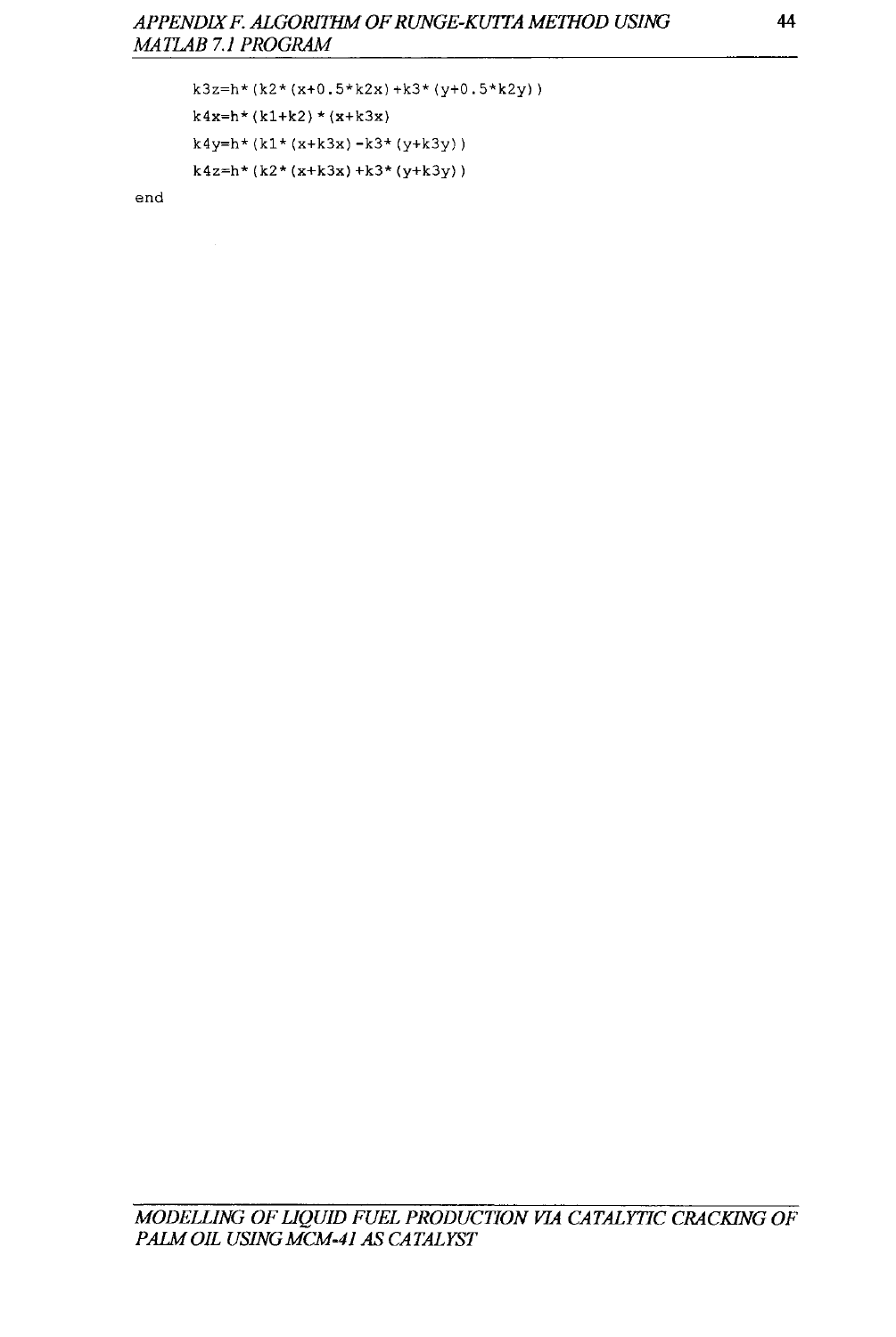```
    k3z=h*(k2*(x+0.5*k2x)+k3*(y+0.5*k2y))
    k4x=h*(k1+k2)*(x+k3x)
    k4y=h*(k1*(x+k3x)-k3*(y+k3y))
    k4z=h*(k2*(x+k3x)+k3*(y+k3y))
end
```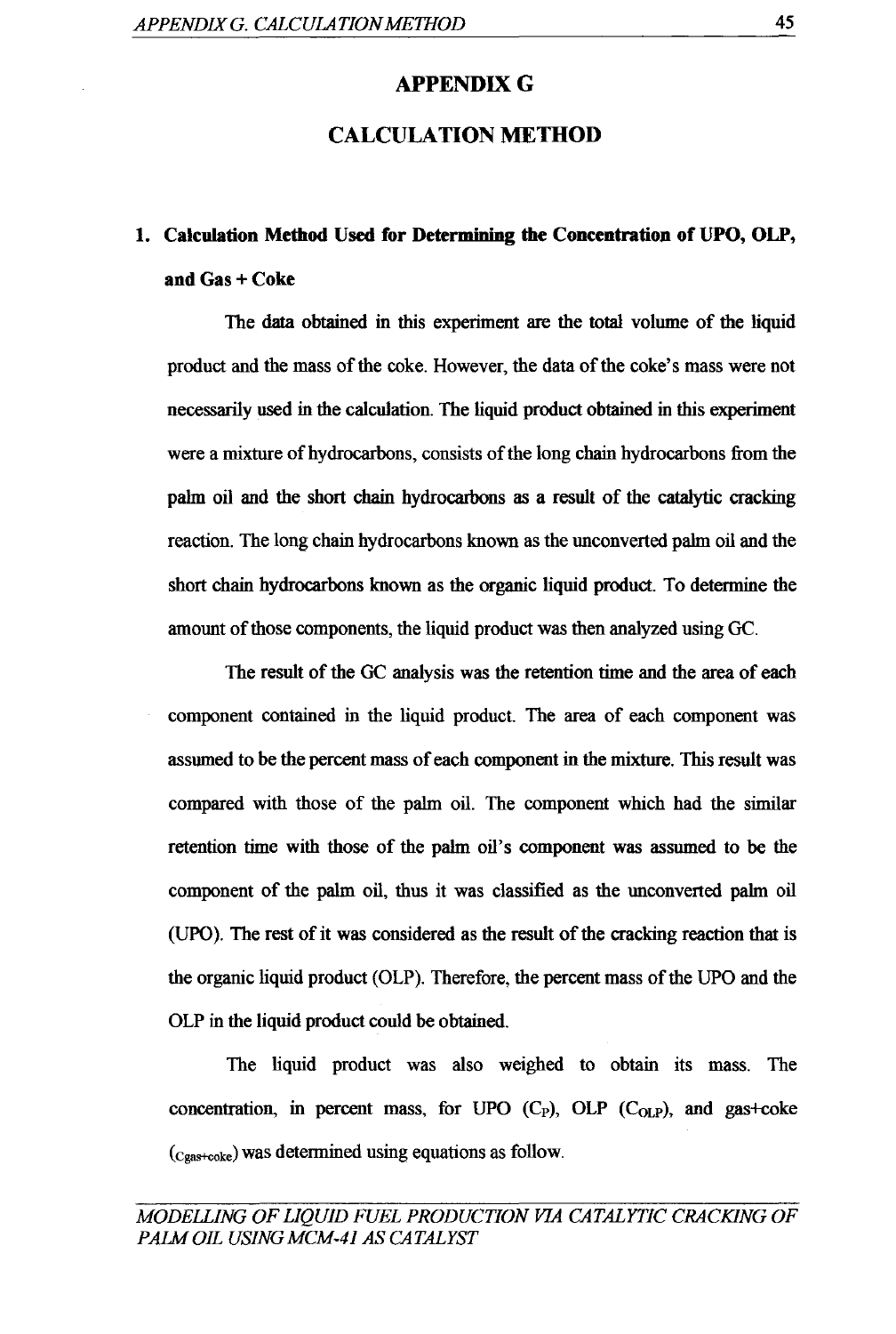# APPENDIX G

# CALCULATION METHOD

## 1. Calculation Method Used for Determining the Concentration of UPO, OLP, and Gas + Coke

The data obtained in this experiment are the total volume of the liquid product and the mass of the coke. However, the data of the coke's mass were not necessarily used in the calculation. The liquid product obtained in this experiment were a mixture of hydrocarbons, consists of the long chain hydrocarbons from the palm oil and the short chain hydrocarbons as a result of the catalytic cracking reaction. The long chain hydrocarbons known as the unconverted palm oil and the short chain hydrocarbons known as the organic liquid product. To determine the amount of those components, the liquid product was then analyzed using GC.

The result of the GC analysis was the retention time and the area of each component contained in the liquid product. The area of each component was assumed to be the percent mass of each component in the mixture. This result was compared with those of the palm oil. The component which had the similar retention time with those of the palm oil's component was assumed to be the component of the palm oil, thus it was classified as the unconverted palm oil (UPO). The rest of it was considered as the result of the cracking reaction that is the organic liquid product (OLP). Therefore, the percent mass of the UPO and the OLP in the liquid product could be obtained.

The liquid product was also weighed to obtain its mass. The concentration, in percent mass, for UPO ($C_P$), OLP ($C_{OLP}$), and gas+coke ($c_{gas+coke}$) was determined using equations as follow.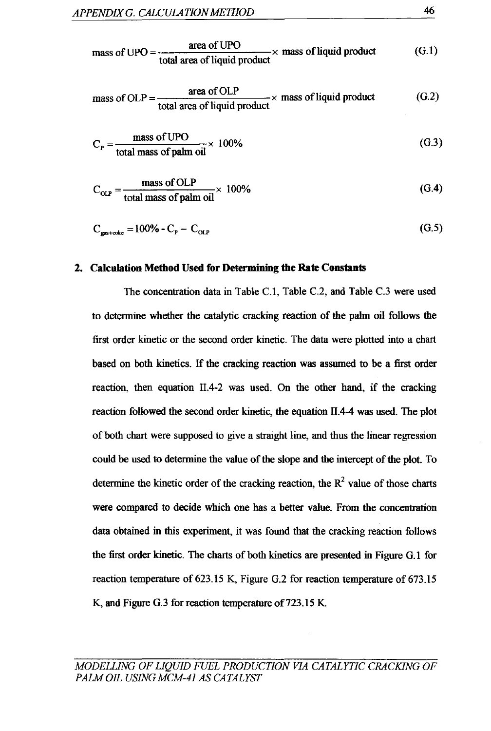$$\text{mass of UPO} = \frac{\text{area of UPO}}{\text{total area of liquid product}} \times \text{mass of liquid product} \tag{G.1}$$

$$\text{mass of OLP} = \frac{\text{area of OLP}}{\text{total area of liquid product}} \times \text{mass of liquid product} \tag{G.2}$$

$$C_P = \frac{\text{mass of UPO}}{\text{total mass of palm oil}} \times 100\% \tag{G.3}$$

$$C_{OLP} = \frac{\text{mass of OLP}}{\text{total mass of palm oil}} \times 100\% \tag{G.4}$$

$$C_{gas+coke} = 100\% - C_P - C_{OLP} \tag{G.5}$$

## 2. Calculation Method Used for Determining the Rate Constants

The concentration data in Table C.1, Table C.2, and Table C.3 were used to determine whether the catalytic cracking reaction of the palm oil follows the first order kinetic or the second order kinetic. The data were plotted into a chart based on both kinetics. If the cracking reaction was assumed to be a first order reaction, then equation II.4-2 was used. On the other hand, if the cracking reaction followed the second order kinetic, the equation II.4-4 was used. The plot of both chart were supposed to give a straight line, and thus the linear regression could be used to determine the value of the slope and the intercept of the plot. To determine the kinetic order of the cracking reaction, the $R^2$ value of those charts were compared to decide which one has a better value. From the concentration data obtained in this experiment, it was found that the cracking reaction follows the first order kinetic. The charts of both kinetics are presented in Figure G.1 for reaction temperature of 623.15 K, Figure G.2 for reaction temperature of 673.15 K, and Figure G.3 for reaction temperature of 723.15 K.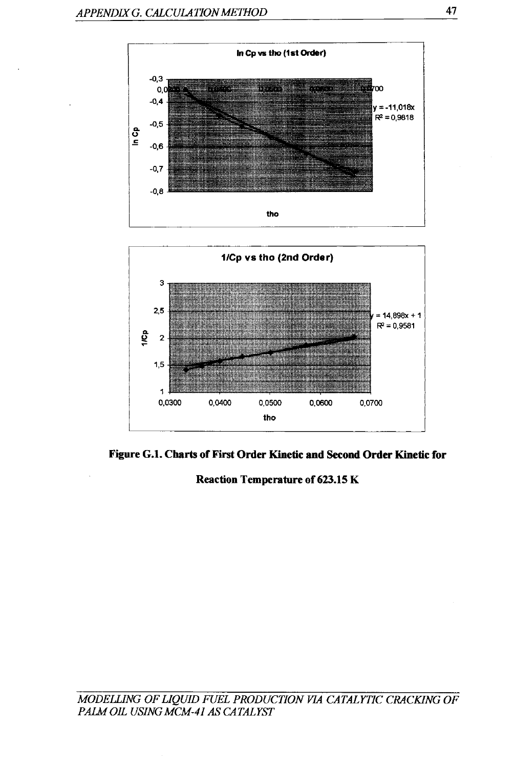**Figure G.1. Charts of First Order Kinetic and Second Order Kinetic for Reaction Temperature of 623.15 K**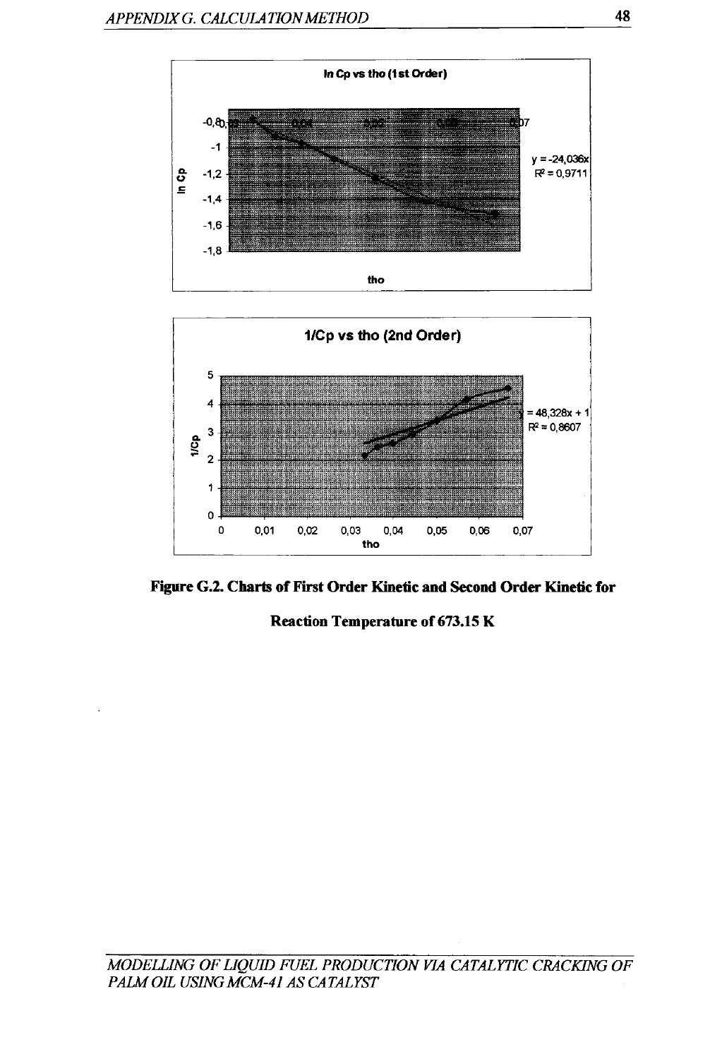ln Cp vs tho (1st Order)

y = -24,036x
$R^2$ = 0,9711

1/Cp vs tho (2nd Order)

y = 48,328x + 1
$R^2$ = 0,8607

**Figure G.2. Charts of First Order Kinetic and Second Order Kinetic for Reaction Temperature of 673.15 K**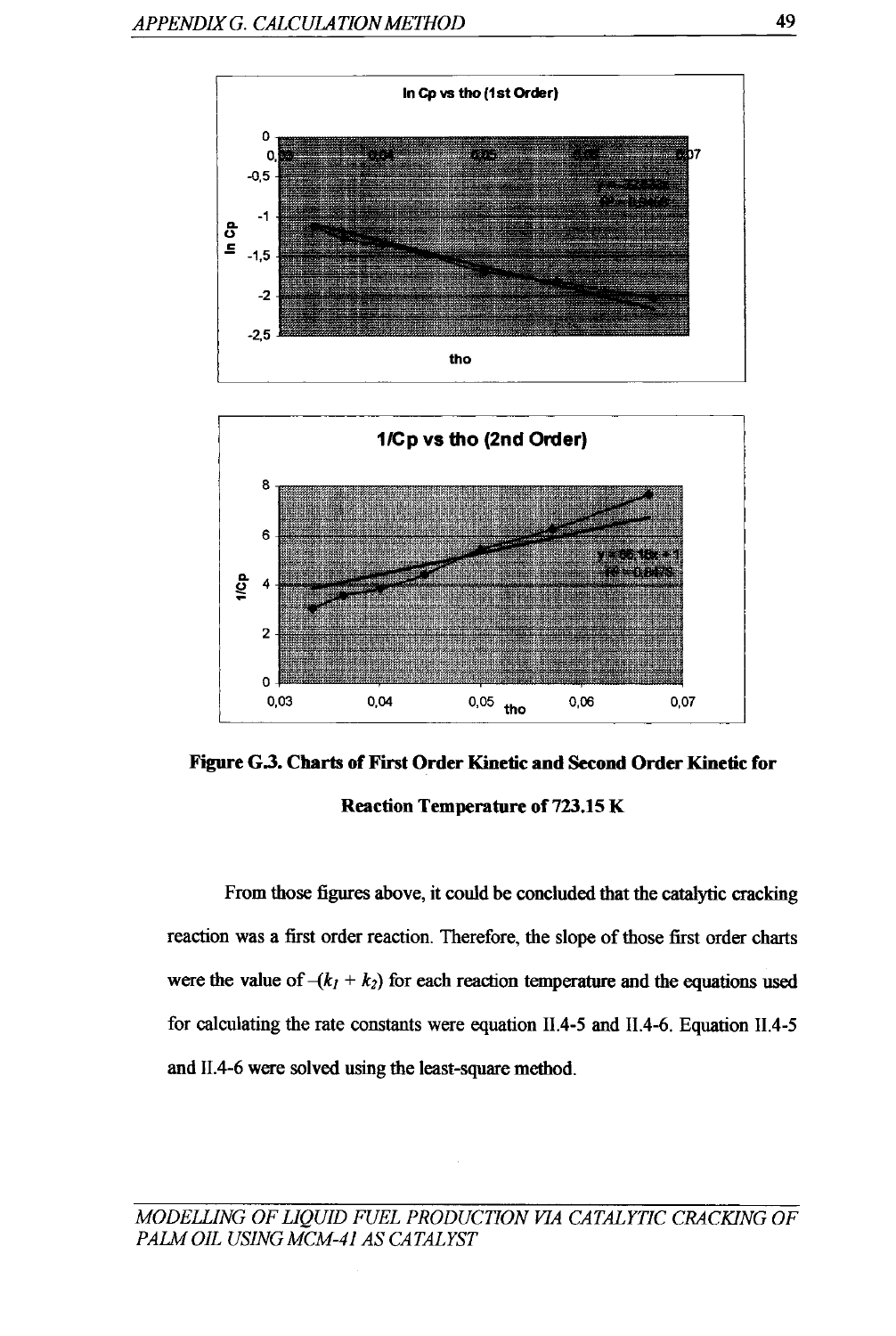**Figure G.3. Charts of First Order Kinetic and Second Order Kinetic for Reaction Temperature of 723.15 K**

From those figures above, it could be concluded that the catalytic cracking reaction was a first order reaction. Therefore, the slope of those first order charts were the value of $-(k_1 + k_2)$ for each reaction temperature and the equations used for calculating the rate constants were equation II.4-5 and II.4-6. Equation II.4-5 and II.4-6 were solved using the least-square method.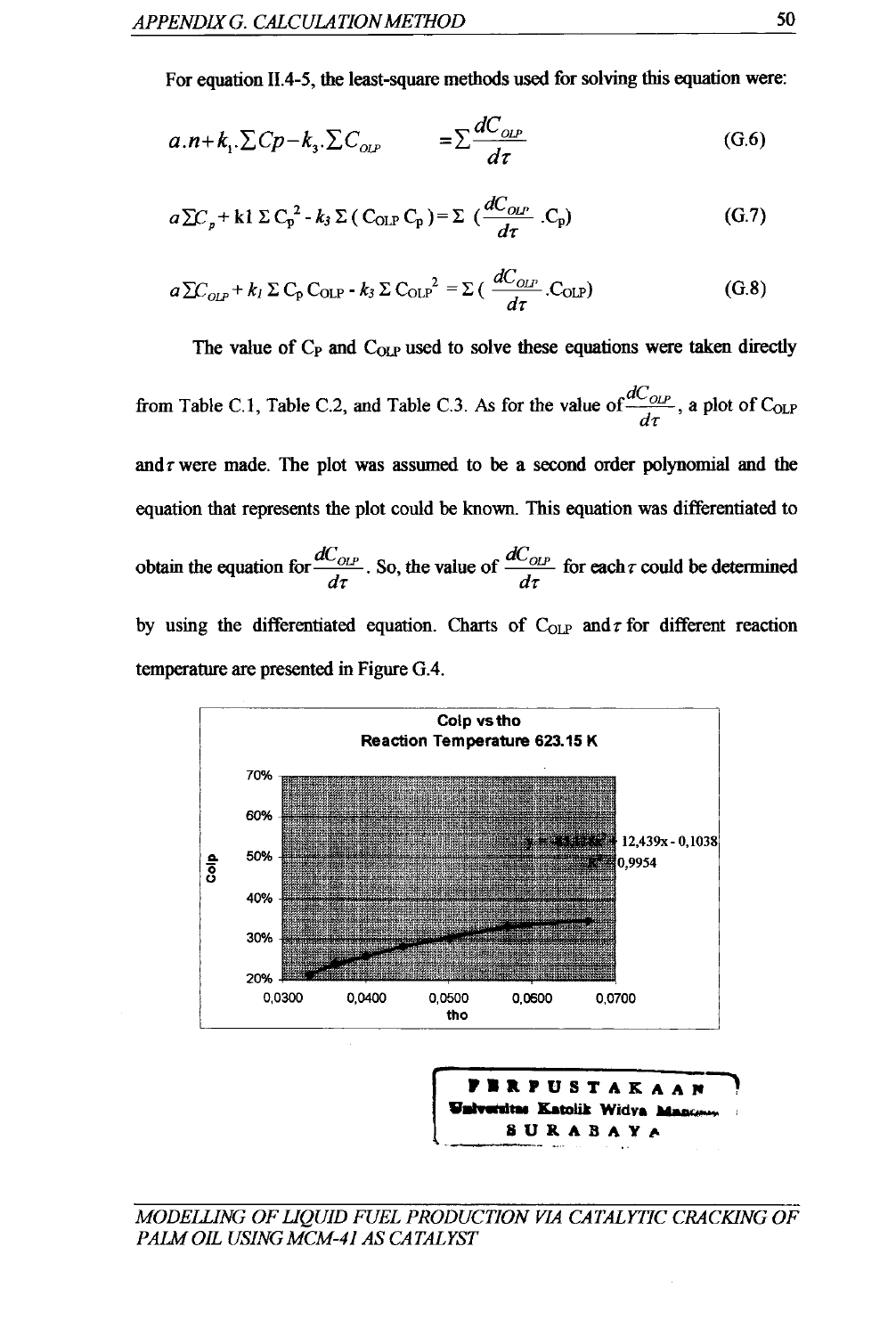For equation II.4-5, the least-square methods used for solving this equation were:

$$a.n + k_1.\Sigma Cp - k_3.\Sigma C_{OLP} = \Sigma \frac{dC_{OLP}}{d\tau} \tag{G.6}$$

$$a\Sigma C_p + k1\ \Sigma\ C_p^2 - k_3\ \Sigma\ (C_{OLP}\ C_p) = \Sigma\ (\frac{dC_{OLP}}{d\tau}.C_p) \tag{G.7}$$

$$a\Sigma C_{OLP} + k_1\ \Sigma\ C_p\ C_{OLP} - k_3\ \Sigma\ C_{OLP}^2 = \Sigma\ (\frac{dC_{OLP}}{d\tau}.C_{OLP}) \tag{G.8}$$

The value of $C_P$ and $C_{OLP}$ used to solve these equations were taken directly from Table C.1, Table C.2, and Table C.3. As for the value of $\frac{dC_{OLP}}{d\tau}$, a plot of $C_{OLP}$ and $\tau$ were made. The plot was assumed to be a second order polynomial and the equation that represents the plot could be known. This equation was differentiated to obtain the equation for $\frac{dC_{OLP}}{d\tau}$. So, the value of $\frac{dC_{OLP}}{d\tau}$ for each $\tau$ could be determined by using the differentiated equation. Charts of $C_{OLP}$ and $\tau$ for different reaction temperature are presented in Figure G.4.

Colp vs tho
Reaction Temperature 623.15 K

y = -83,116x² + 12,439x - 0,1038
R² = 0,9954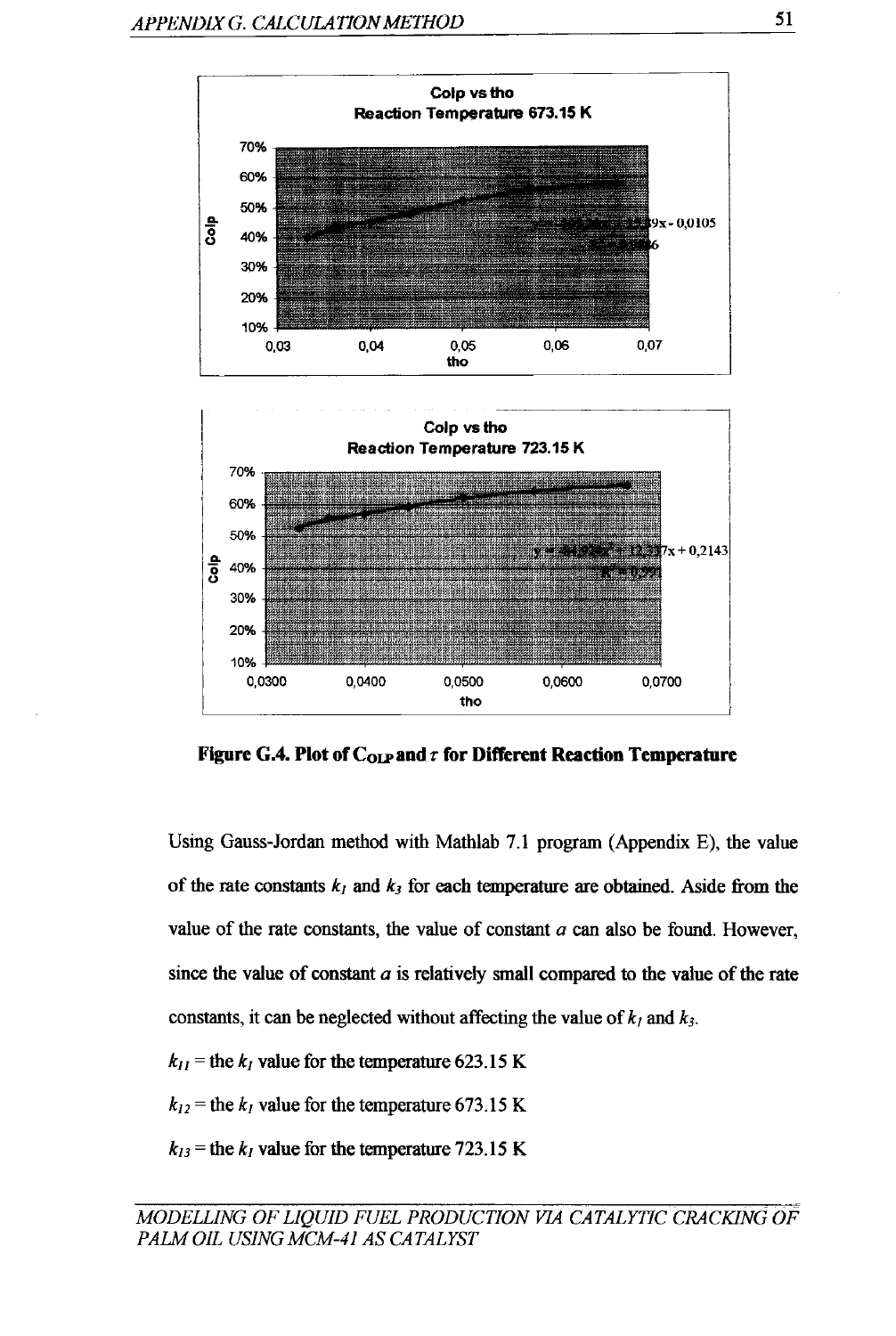Colp vs tho
Reaction Temperature 673.15 K

Colp vs tho
Reaction Temperature 723.15 K

**Figure G.4. Plot of $C_{OLP}$ and $\tau$ for Different Reaction Temperature**

Using Gauss-Jordan method with Mathlab 7.1 program (Appendix E), the value of the rate constants $k_1$ and $k_3$ for each temperature are obtained. Aside from the value of the rate constants, the value of constant $a$ can also be found. However, since the value of constant $a$ is relatively small compared to the value of the rate constants, it can be neglected without affecting the value of $k_1$ and $k_3$.

$k_{11}$ = the $k_1$ value for the temperature 623.15 K

$k_{12}$ = the $k_1$ value for the temperature 673.15 K

$k_{13}$ = the $k_1$ value for the temperature 723.15 K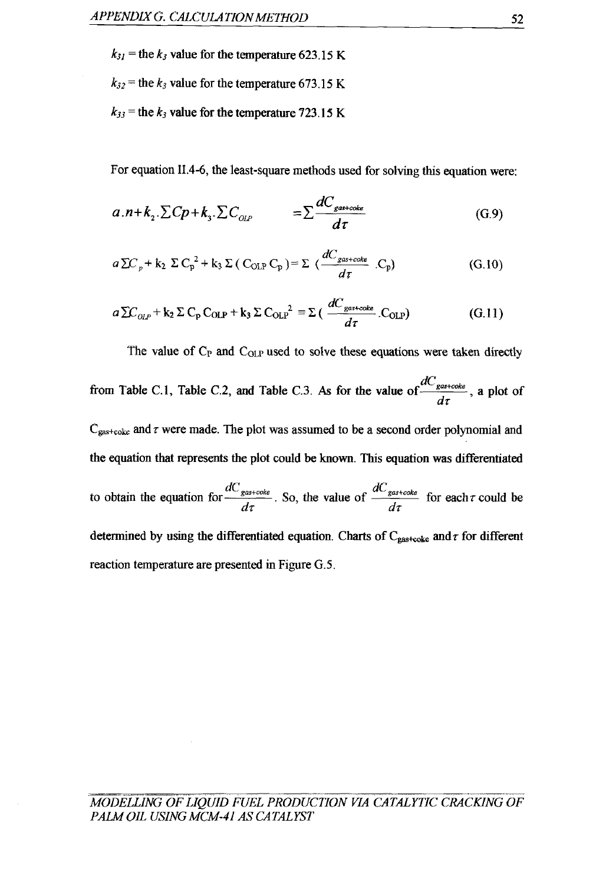$k_{31}$ = the $k_3$ value for the temperature 623.15 K

$k_{32}$ = the $k_3$ value for the temperature 673.15 K

$k_{33}$ = the $k_3$ value for the temperature 723.15 K

For equation II.4-6, the least-square methods used for solving this equation were:

$$a.n + k_2.\Sigma Cp + k_3.\Sigma C_{OLP} = \Sigma \frac{dC_{gas+coke}}{d\tau} \tag{G.9}$$

$$a\Sigma C_p + k_2 \ \Sigma C_p^2 + k_3 \ \Sigma ( C_{OLP} C_p ) = \Sigma \ (\frac{dC_{gas+coke}}{d\tau}.C_p) \tag{G.10}$$

$$a\Sigma C_{OLP} + k_2 \ \Sigma C_p C_{OLP} + k_3 \ \Sigma C_{OLP}^2 = \Sigma ( \frac{dC_{gas+coke}}{d\tau}.C_{OLP}) \tag{G.11}$$

The value of $C_P$ and $C_{OLP}$ used to solve these equations were taken directly from Table C.1, Table C.2, and Table C.3. As for the value of $\frac{dC_{gas+coke}}{d\tau}$, a plot of $C_{gas+coke}$ and $\tau$ were made. The plot was assumed to be a second order polynomial and the equation that represents the plot could be known. This equation was differentiated to obtain the equation for $\frac{dC_{gas+coke}}{d\tau}$. So, the value of $\frac{dC_{gas+coke}}{d\tau}$ for each $\tau$ could be determined by using the differentiated equation. Charts of $C_{gas+coke}$ and $\tau$ for different reaction temperature are presented in Figure G.5.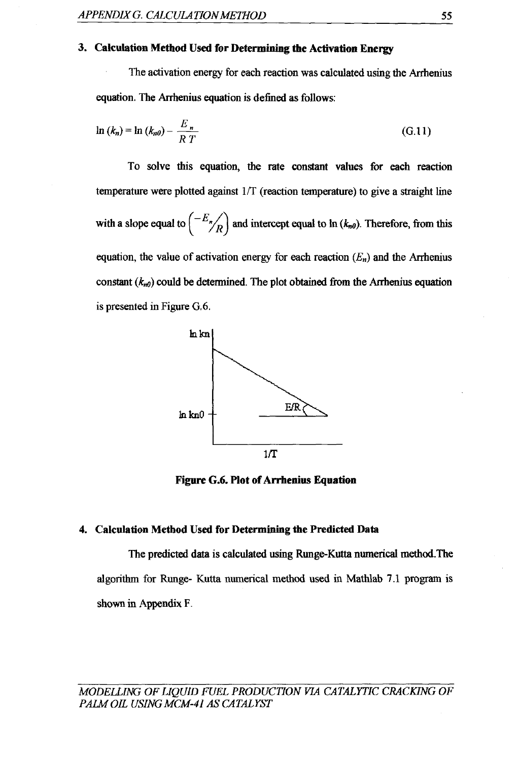### 3. Calculation Method Used for Determining the Activation Energy

The activation energy for each reaction was calculated using the Arrhenius equation. The Arrhenius equation is defined as follows:

$$\ln (k_n) = \ln (k_{n0}) - \frac{E_n}{R\,T} \tag{G.11}$$

To solve this equation, the rate constant values for each reaction temperature were plotted against 1/T (reaction temperature) to give a straight line with a slope equal to $\left(-E_n/R\right)$ and intercept equal to $\ln (k_{n0})$. Therefore, from this equation, the value of activation energy for each reaction ($E_n$) and the Arrhenius constant ($k_{n0}$) could be determined. The plot obtained from the Arrhenius equation is presented in Figure G.6.

ln kn

ln kn0

E/R

1/T

**Figure G.6. Plot of Arrhenius Equation**

### 4. Calculation Method Used for Determining the Predicted Data

The predicted data is calculated using Runge-Kutta numerical method.The algorithm for Runge- Kutta numerical method used in Mathlab 7.1 program is shown in Appendix F.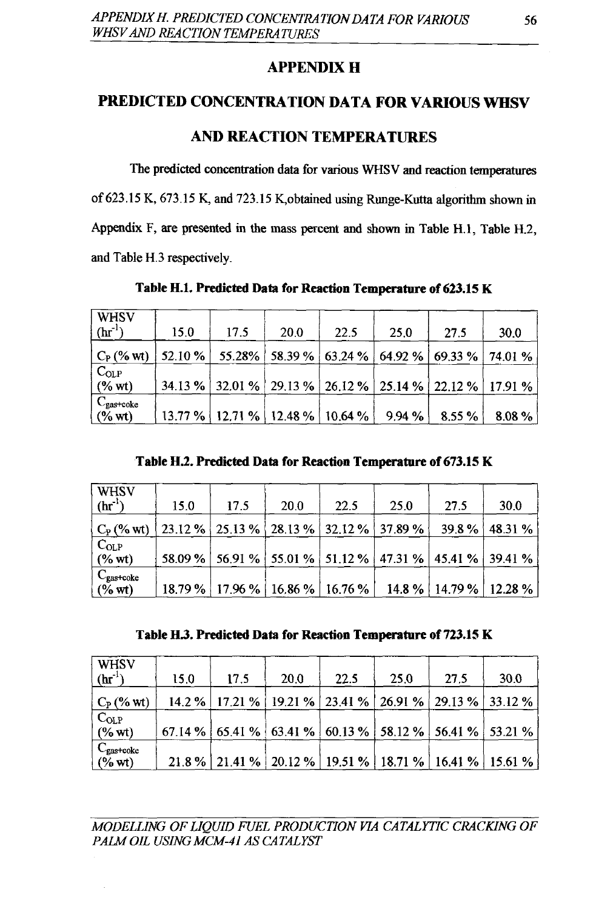# APPENDIX H

## PREDICTED CONCENTRATION DATA FOR VARIOUS WHSV AND REACTION TEMPERATURES

The predicted concentration data for various WHSV and reaction temperatures of 623.15 K, 673.15 K, and 723.15 K,obtained using Runge-Kutta algorithm shown in Appendix F, are presented in the mass percent and shown in Table H.1, Table H.2, and Table H.3 respectively.

**Table H.1. Predicted Data for Reaction Temperature of 623.15 K**

| WHSV ($hr^{-1}$) | 15.0 | 17.5 | 20.0 | 22.5 | 25.0 | 27.5 | 30.0 |
|---|---|---|---|---|---|---|---|
| $C_P$ (% wt) | 52.10 % | 55.28% | 58.39 % | 63.24 % | 64.92 % | 69.33 % | 74.01 % |
| $C_{OLP}$ (% wt) | 34.13 % | 32.01 % | 29.13 % | 26.12 % | 25.14 % | 22.12 % | 17.91 % |
| $C_{gas+coke}$ (% wt) | 13.77 % | 12.71 % | 12.48 % | 10.64 % | 9.94 % | 8.55 % | 8.08 % |

**Table H.2. Predicted Data for Reaction Temperature of 673.15 K**

| WHSV ($hr^{-1}$) | 15.0 | 17.5 | 20.0 | 22.5 | 25.0 | 27.5 | 30.0 |
|---|---|---|---|---|---|---|---|
| $C_P$ (% wt) | 23.12 % | 25.13 % | 28.13 % | 32.12 % | 37.89 % | 39.8 % | 48.31 % |
| $C_{OLP}$ (% wt) | 58.09 % | 56.91 % | 55.01 % | 51.12 % | 47.31 % | 45.41 % | 39.41 % |
| $C_{gas+coke}$ (% wt) | 18.79 % | 17.96 % | 16.86 % | 16.76 % | 14.8 % | 14.79 % | 12.28 % |

**Table H.3. Predicted Data for Reaction Temperature of 723.15 K**

| WHSV ($hr^{-1}$) | 15.0 | 17.5 | 20.0 | 22.5 | 25.0 | 27.5 | 30.0 |
|---|---|---|---|---|---|---|---|
| $C_P$ (% wt) | 14.2 % | 17.21 % | 19.21 % | 23.41 % | 26.91 % | 29.13 % | 33.12 % |
| $C_{OLP}$ (% wt) | 67.14 % | 65.41 % | 63.41 % | 60.13 % | 58.12 % | 56.41 % | 53.21 % |
| $C_{gas+coke}$ (% wt) | 21.8 % | 21.41 % | 20.12 % | 19.51 % | 18.71 % | 16.41 % | 15.61 % |